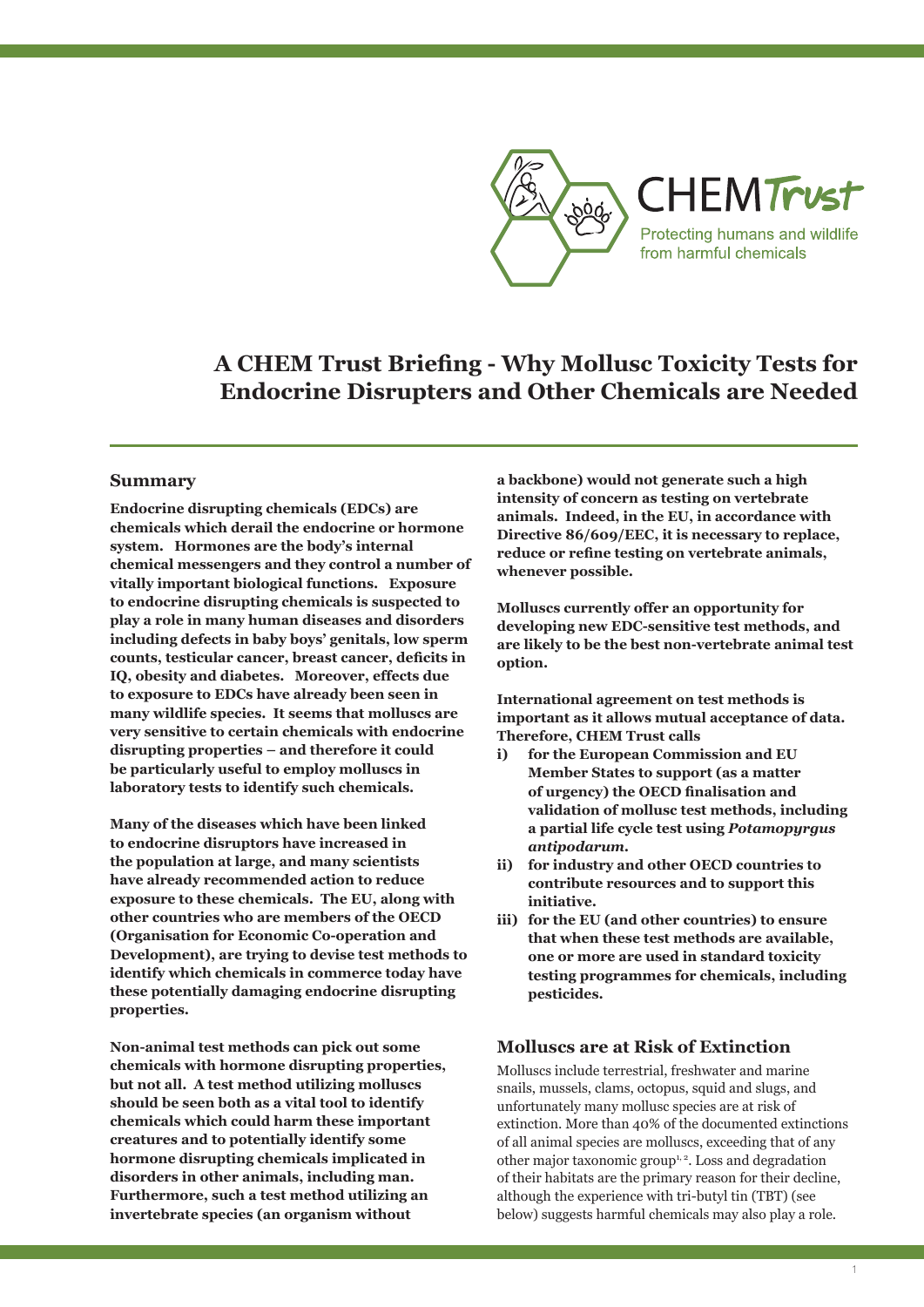CHEM Trust

Protecting humans and wildlife from harmful chemicals

# A CHEM Trust Briefing - Why Mollusc Toxicity Tests for Endocrine Disrupters and Other Chemicals are Needed

## Summary

**Endocrine disrupting chemicals (EDCs) are chemicals which derail the endocrine or hormone system. Hormones are the body's internal chemical messengers and they control a number of vitally important biological functions. Exposure to endocrine disrupting chemicals is suspected to play a role in many human diseases and disorders including defects in baby boys' genitals, low sperm counts, testicular cancer, breast cancer, deficits in IQ, obesity and diabetes. Moreover, effects due to exposure to EDCs have already been seen in many wildlife species. It seems that molluscs are very sensitive to certain chemicals with endocrine disrupting properties – and therefore it could be particularly useful to employ molluscs in laboratory tests to identify such chemicals.**

**Many of the diseases which have been linked to endocrine disruptors have increased in the population at large, and many scientists have already recommended action to reduce exposure to these chemicals. The EU, along with other countries who are members of the OECD (Organisation for Economic Co-operation and Development), are trying to devise test methods to identify which chemicals in commerce today have these potentially damaging endocrine disrupting properties.**

**Non-animal test methods can pick out some chemicals with hormone disrupting properties, but not all. A test method utilizing molluscs should be seen both as a vital tool to identify chemicals which could harm these important creatures and to potentially identify some hormone disrupting chemicals implicated in disorders in other animals, including man. Furthermore, such a test method utilizing an invertebrate species (an organism without a backbone) would not generate such a high intensity of concern as testing on vertebrate animals. Indeed, in the EU, in accordance with Directive 86/609/EEC, it is necessary to replace, reduce or refine testing on vertebrate animals, whenever possible.**

**Molluscs currently offer an opportunity for developing new EDC-sensitive test methods, and are likely to be the best non-vertebrate animal test option.**

**International agreement on test methods is important as it allows mutual acceptance of data. Therefore, CHEM Trust calls**

- **i) for the European Commission and EU Member States to support (as a matter of urgency) the OECD finalisation and validation of mollusc test methods, including a partial life cycle test using *Potamopyrgus antipodarum*.**
- **ii) for industry and other OECD countries to contribute resources and to support this initiative.**
- **iii) for the EU (and other countries) to ensure that when these test methods are available, one or more are used in standard toxicity testing programmes for chemicals, including pesticides.**

## Molluscs are at Risk of Extinction

Molluscs include terrestrial, freshwater and marine snails, mussels, clams, octopus, squid and slugs, and unfortunately many mollusc species are at risk of extinction. More than 40% of the documented extinctions of all animal species are molluscs, exceeding that of any other major taxonomic group[1, 2]. Loss and degradation of their habitats are the primary reason for their decline, although the experience with tri-butyl tin (TBT) (see below) suggests harmful chemicals may also play a role.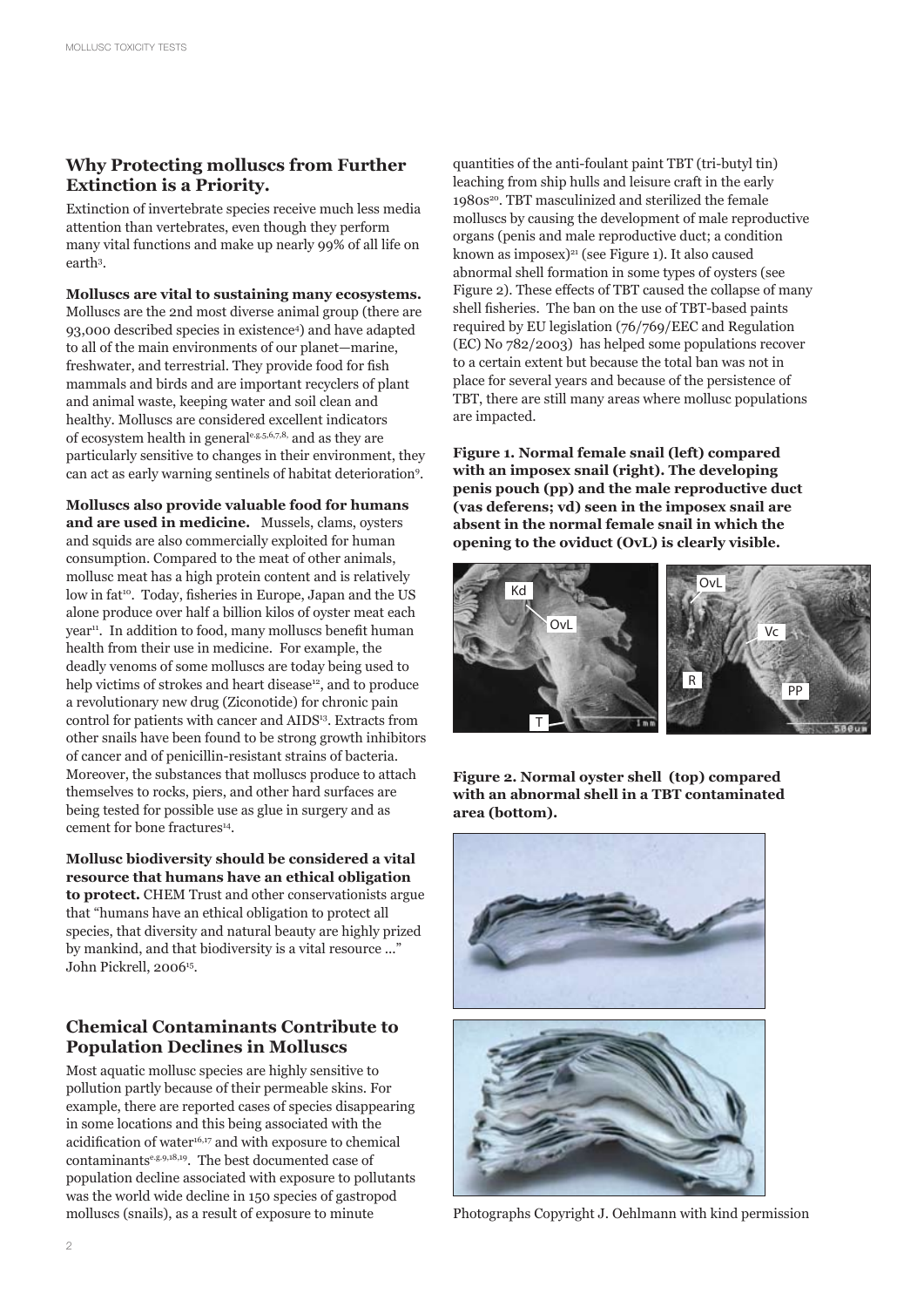## Why Protecting molluscs from Further Extinction is a Priority.

Extinction of invertebrate species receive much less media attention than vertebrates, even though they perform many vital functions and make up nearly 99% of all life on earth[3].

**Molluscs are vital to sustaining many ecosystems.** Molluscs are the 2nd most diverse animal group (there are 93,000 described species in existence[4]) and have adapted to all of the main environments of our planet—marine, freshwater, and terrestrial. They provide food for fish mammals and birds and are important recyclers of plant and animal waste, keeping water and soil clean and healthy. Molluscs are considered excellent indicators of ecosystem health in general[e.g.5,6,7,8] and as they are particularly sensitive to changes in their environment, they can act as early warning sentinels of habitat deterioration[9].

**Molluscs also provide valuable food for humans and are used in medicine.** Mussels, clams, oysters and squids are also commercially exploited for human consumption. Compared to the meat of other animals, mollusc meat has a high protein content and is relatively low in fat[10]. Today, fisheries in Europe, Japan and the US alone produce over half a billion kilos of oyster meat each year[11]. In addition to food, many molluscs benefit human health from their use in medicine. For example, the deadly venoms of some molluscs are today being used to help victims of strokes and heart disease[12], and to produce a revolutionary new drug (Ziconotide) for chronic pain control for patients with cancer and AIDS[13]. Extracts from other snails have been found to be strong growth inhibitors of cancer and of penicillin-resistant strains of bacteria. Moreover, the substances that molluscs produce to attach themselves to rocks, piers, and other hard surfaces are being tested for possible use as glue in surgery and as cement for bone fractures[14].

**Mollusc biodiversity should be considered a vital resource that humans have an ethical obligation to protect.** CHEM Trust and other conservationists argue that "humans have an ethical obligation to protect all species, that diversity and natural beauty are highly prized by mankind, and that biodiversity is a vital resource ..." John Pickrell, 2006[15].

## Chemical Contaminants Contribute to Population Declines in Molluscs

Most aquatic mollusc species are highly sensitive to pollution partly because of their permeable skins. For example, there are reported cases of species disappearing in some locations and this being associated with the acidification of water[16,17] and with exposure to chemical contaminants[e.g.9,18,19]. The best documented case of population decline associated with exposure to pollutants was the world wide decline in 150 species of gastropod molluscs (snails), as a result of exposure to minute quantities of the anti-foulant paint TBT (tri-butyl tin) leaching from ship hulls and leisure craft in the early 1980s[20]. TBT masculinized and sterilized the female molluscs by causing the development of male reproductive organs (penis and male reproductive duct; a condition known as imposex)[21] (see Figure 1). It also caused abnormal shell formation in some types of oysters (see Figure 2). These effects of TBT caused the collapse of many shell fisheries. The ban on the use of TBT-based paints required by EU legislation (76/769/EEC and Regulation (EC) No 782/2003) has helped some populations recover to a certain extent but because the total ban was not in place for several years and because of the persistence of TBT, there are still many areas where mollusc populations are impacted.

**Figure 1. Normal female snail (left) compared with an imposex snail (right). The developing penis pouch (pp) and the male reproductive duct (vas deferens; vd) seen in the imposex snail are absent in the normal female snail in which the opening to the oviduct (OvL) is clearly visible.**

**Figure 2. Normal oyster shell (top) compared with an abnormal shell in a TBT contaminated area (bottom).**

Photographs Copyright J. Oehlmann with kind permission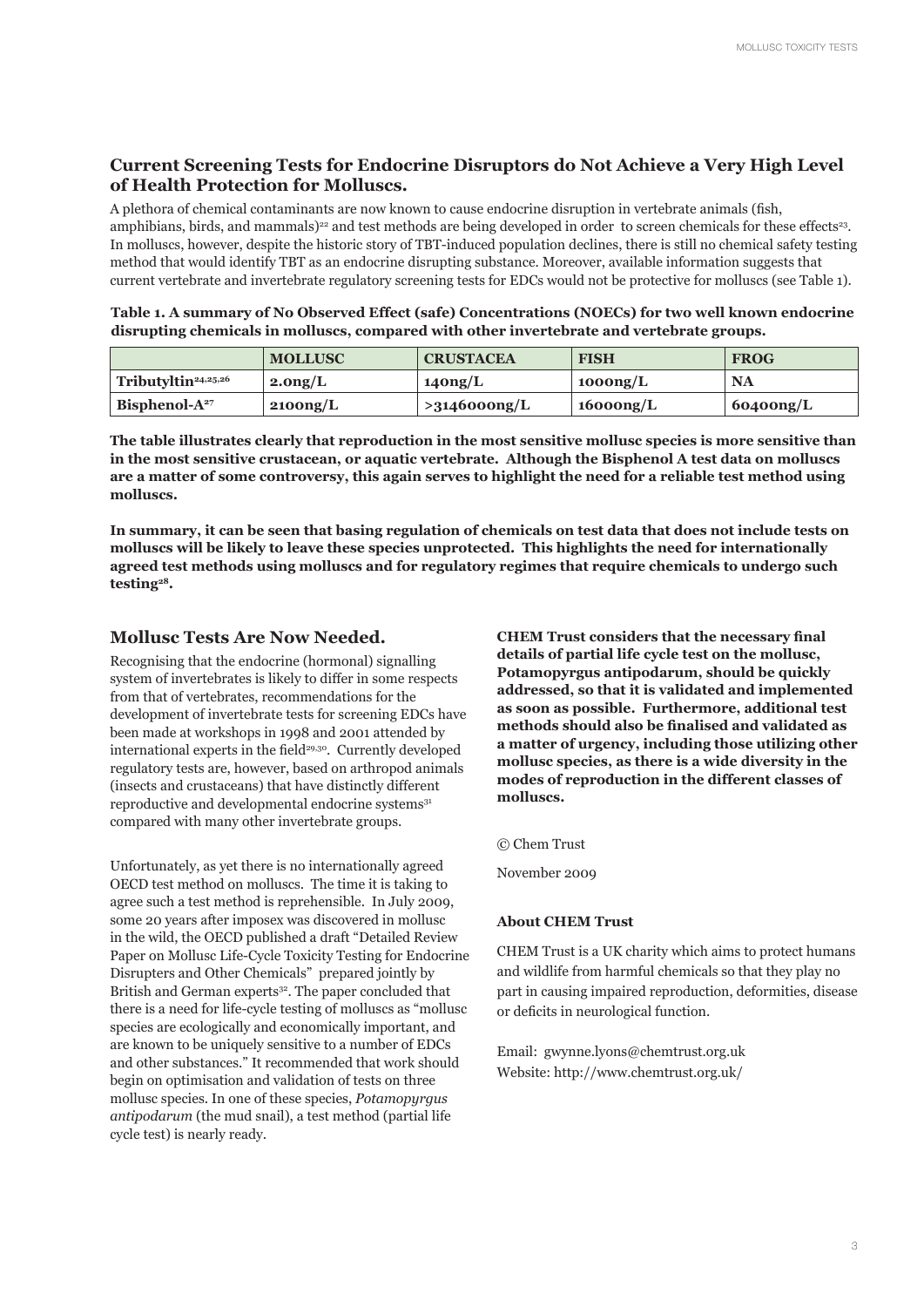## Current Screening Tests for Endocrine Disruptors do Not Achieve a Very High Level of Health Protection for Molluscs.

A plethora of chemical contaminants are now known to cause endocrine disruption in vertebrate animals (fish, amphibians, birds, and mammals)[22] and test methods are being developed in order to screen chemicals for these effects[23]. In molluscs, however, despite the historic story of TBT-induced population declines, there is still no chemical safety testing method that would identify TBT as an endocrine disrupting substance. Moreover, available information suggests that current vertebrate and invertebrate regulatory screening tests for EDCs would not be protective for molluscs (see Table 1).

**Table 1. A summary of No Observed Effect (safe) Concentrations (NOECs) for two well known endocrine disrupting chemicals in molluscs, compared with other invertebrate and vertebrate groups.**

| | MOLLUSC | CRUSTACEA | FISH | FROG |
|---|---|---|---|---|
| Tributyltin[24,25,26] | 2.0ng/L | 140ng/L | 1000ng/L | NA |
| Bisphenol-A[27] | 2100ng/L | >3146000ng/L | 16000ng/L | 60400ng/L |

**The table illustrates clearly that reproduction in the most sensitive mollusc species is more sensitive than in the most sensitive crustacean, or aquatic vertebrate. Although the Bisphenol A test data on molluscs are a matter of some controversy, this again serves to highlight the need for a reliable test method using molluscs.**

**In summary, it can be seen that basing regulation of chemicals on test data that does not include tests on molluscs will be likely to leave these species unprotected. This highlights the need for internationally agreed test methods using molluscs and for regulatory regimes that require chemicals to undergo such testing[28].**

## Mollusc Tests Are Now Needed.

Recognising that the endocrine (hormonal) signalling system of invertebrates is likely to differ in some respects from that of vertebrates, recommendations for the development of invertebrate tests for screening EDCs have been made at workshops in 1998 and 2001 attended by international experts in the field[29,30]. Currently developed regulatory tests are, however, based on arthropod animals (insects and crustaceans) that have distinctly different reproductive and developmental endocrine systems[31] compared with many other invertebrate groups.

Unfortunately, as yet there is no internationally agreed OECD test method on molluscs. The time it is taking to agree such a test method is reprehensible. In July 2009, some 20 years after imposex was discovered in mollusc in the wild, the OECD published a draft "Detailed Review Paper on Mollusc Life-Cycle Toxicity Testing for Endocrine Disrupters and Other Chemicals" prepared jointly by British and German experts[32]. The paper concluded that there is a need for life-cycle testing of molluscs as "mollusc species are ecologically and economically important, and are known to be uniquely sensitive to a number of EDCs and other substances." It recommended that work should begin on optimisation and validation of tests on three mollusc species. In one of these species, *Potamopyrgus antipodarum* (the mud snail), a test method (partial life cycle test) is nearly ready.

**CHEM Trust considers that the necessary final details of partial life cycle test on the mollusc, Potamopyrgus antipodarum, should be quickly addressed, so that it is validated and implemented as soon as possible. Furthermore, additional test methods should also be finalised and validated as a matter of urgency, including those utilizing other mollusc species, as there is a wide diversity in the modes of reproduction in the different classes of molluscs.**

© Chem Trust

November 2009

**About CHEM Trust**

CHEM Trust is a UK charity which aims to protect humans and wildlife from harmful chemicals so that they play no part in causing impaired reproduction, deformities, disease or deficits in neurological function.

Email: gwynne.lyons@chemtrust.org.uk
Website: http://www.chemtrust.org.uk/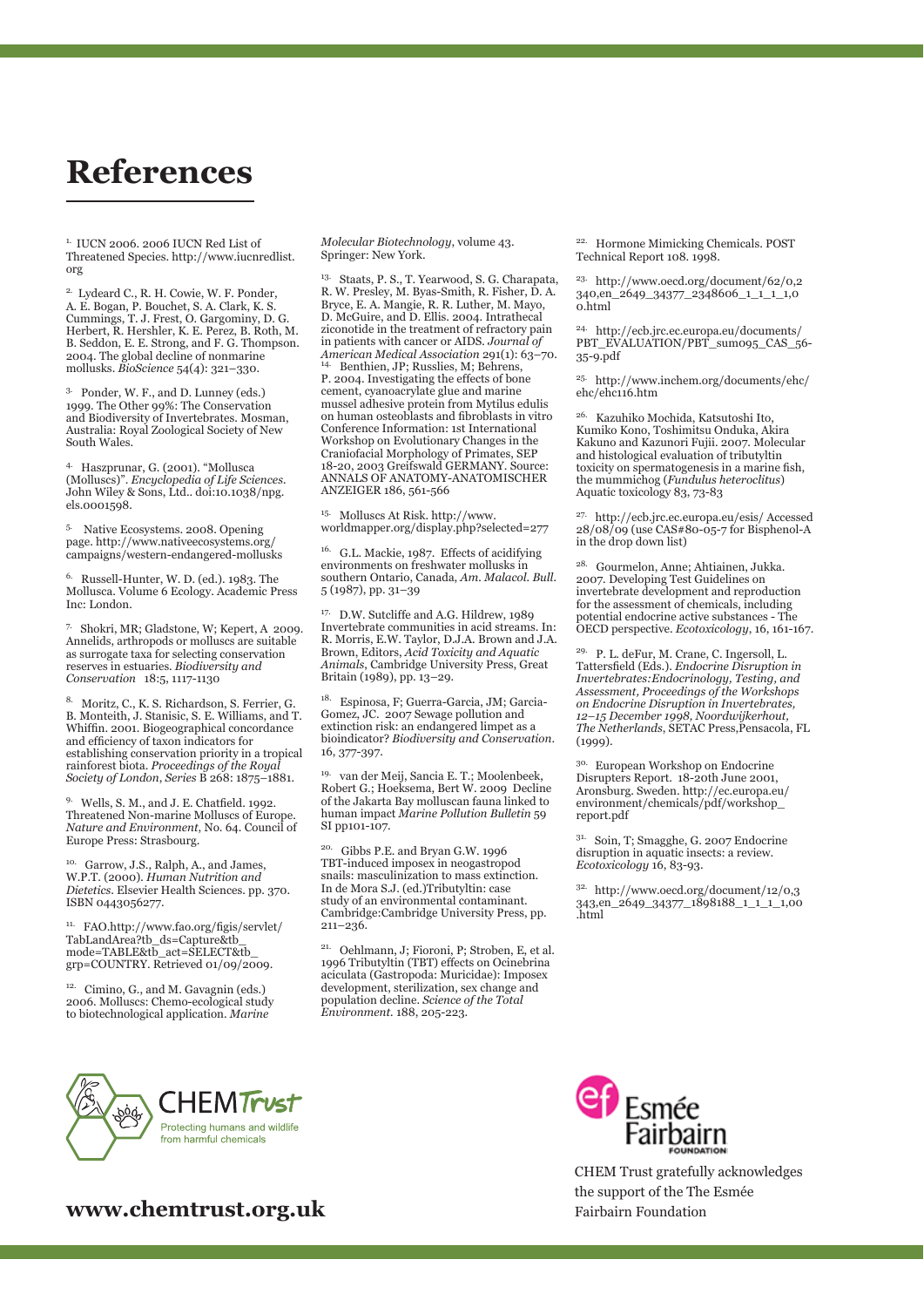# References

1. IUCN 2006. 2006 IUCN Red List of Threatened Species. http://www.iucnredlist.org

2. Lydeard C., R. H. Cowie, W. F. Ponder, A. E. Bogan, P. Bouchet, S. A. Clark, K. S. Cummings, T. J. Frest, O. Gargominy, D. G. Herbert, R. Hershler, K. E. Perez, B. Roth, M. B. Seddon, E. E. Strong, and F. G. Thompson. 2004. The global decline of nonmarine mollusks. *BioScience* 54(4): 321–330.

3. Ponder, W. F., and D. Lunney (eds.) 1999. The Other 99%: The Conservation and Biodiversity of Invertebrates. Mosman, Australia: Royal Zoological Society of New South Wales.

4. Haszprunar, G. (2001). "Mollusca (Molluscs)". *Encyclopedia of Life Sciences*. John Wiley & Sons, Ltd.. doi:10.1038/npg.els.0001598.

5. Native Ecosystems. 2008. Opening page. http://www.nativeecosystems.org/campaigns/western-endangered-mollusks

6. Russell-Hunter, W. D. (ed.). 1983. The Mollusca. Volume 6 Ecology. Academic Press Inc: London.

7. Shokri, MR; Gladstone, W; Kepert, A 2009. Annelids, arthropods or molluscs are suitable as surrogate taxa for selecting conservation reserves in estuaries. *Biodiversity and Conservation* 18:5, 1117-1130

8. Moritz, C., K. S. Richardson, S. Ferrier, G. B. Monteith, J. Stanisic, S. E. Williams, and T. Whiffin. 2001. Biogeographical concordance and efficiency of taxon indicators for establishing conservation priority in a tropical rainforest biota. *Proceedings of the Royal Society of London, Series* B 268: 1875–1881.

9. Wells, S. M., and J. E. Chatfield. 1992. Threatened Non-marine Molluscs of Europe. *Nature and Environment*, No. 64. Council of Europe Press: Strasbourg.

10. Garrow, J.S., Ralph, A., and James, W.P.T. (2000). *Human Nutrition and Dietetics*. Elsevier Health Sciences. pp. 370. ISBN 0443056277.

11. FAO.http://www.fao.org/figis/servlet/TabLandArea?tb_ds=Capture&tb_mode=TABLE&tb_act=SELECT&tb_grp=COUNTRY. Retrieved 01/09/2009.

12. Cimino, G., and M. Gavagnin (eds.) 2006. Molluscs: Chemo-ecological study to biotechnological application. *Marine Molecular Biotechnology*, volume 43. Springer: New York.

13. Staats, P. S., T. Yearwood, S. G. Charapata, R. W. Presley, M. Byas-Smith, R. Fisher, D. A. Bryce, E. A. Mangie, R. R. Luther, M. Mayo, D. McGuire, and D. Ellis. 2004. Intrathecal ziconotide in the treatment of refractory pain in patients with cancer or AIDS. *Journal of American Medical Association* 291(1): 63–70.

14. Benthien, JP; Russlies, M; Behrens, P. 2004. Investigating the effects of bone cement, cyanoacrylate glue and marine mussel adhesive protein from Mytilus edulis on human osteoblasts and fibroblasts in vitro Conference Information: 1st International Workshop on Evolutionary Changes in the Craniofacial Morphology of Primates, SEP 18-20, 2003 Greifswald GERMANY. Source: ANNALS OF ANATOMY-ANATOMISCHER ANZEIGER 186, 561-566

15. Molluscs At Risk. http://www.worldmapper.org/display.php?selected=277

16. G.L. Mackie, 1987. Effects of acidifying environments on freshwater molluscs in southern Ontario, Canada, *Am. Malacol. Bull.* 5 (1987), pp. 31–39

17. D.W. Sutcliffe and A.G. Hildrew, 1989 Invertebrate communities in acid streams. In: R. Morris, E.W. Taylor, D.J.A. Brown and J.A. Brown, Editors, *Acid Toxicity and Aquatic Animals*, Cambridge University Press, Great Britain (1989), pp. 13–29.

18. Espinosa, F; Guerra-Garcia, JM; Garcia-Gomez, JC. 2007 Sewage pollution and extinction risk: an endangered limpet as a bioindicator? *Biodiversity and Conservation*. 16, 377-397.

19. van der Meij, Sancia E. T.; Moolenbeek, Robert G.; Hoeksema, Bert W. 2009 Decline of the Jakarta Bay molluscan fauna linked to human impact *Marine Pollution Bulletin* 59 SI pp101-107.

20. Gibbs P.E. and Bryan G.W. 1996 TBT-induced imposex in neogastropod snails: masculinization to mass extinction. In de Mora S.J. (ed.)Tributyltin: case study of an environmental contaminant. Cambridge:Cambridge University Press, pp. 211–236.

21. Oehlmann, J; Fioroni, P; Stroben, E, et al. 1996 Tributyltin (TBT) effects on Ocinebrina aciculata (Gastropoda: Muricidae): Imposex development, sterilization, sex change and population decline. *Science of the Total Environment*. 188, 205-223.

22. Hormone Mimicking Chemicals. POST Technical Report 108. 1998.

23. http://www.oecd.org/document/62/0,2340,en_2649_34377_2348606_1_1_1_1,00.html

24. http://ecb.jrc.ec.europa.eu/documents/PBT_EVALUATION/PBT_sum095_CAS_56-35-9.pdf

25. http://www.inchem.org/documents/ehc/ehc/ehc116.htm

26. Kazuhiko Mochida, Katsutoshi Ito, Kumiko Kono, Toshimitsu Onduka, Akira Kakuno and Kazunori Fujii. 2007. Molecular and histological evaluation of tributyltin toxicity on spermatogenesis in a marine fish, the mummichog (*Fundulus heteroclitus*) Aquatic toxicology 83, 73-83

27. http://ecb.jrc.ec.europa.eu/esis/ Accessed 28/08/09 (use CAS#80-05-7 for Bisphenol-A in the drop down list)

28. Gourmelon, Anne; Ahtiainen, Jukka. 2007. Developing Test Guidelines on invertebrate development and reproduction for the assessment of chemicals, including potential endocrine active substances - The OECD perspective. *Ecotoxicology*, 16, 161-167.

29. P. L. deFur, M. Crane, C. Ingersoll, L. Tattersfield (Eds.). *Endocrine Disruption in Invertebrates:Endocrinology, Testing, and Assessment, Proceedings of the Workshops on Endocrine Disruption in Invertebrates, 12–15 December 1998, Noordwijkerhout, The Netherlands*, SETAC Press,Pensacola, FL (1999).

30. European Workshop on Endocrine Disrupters Report. 18-20th June 2001, Aronsburg. Sweden. http://ec.europa.eu/environment/chemicals/pdf/workshop_report.pdf

31. Soin, T; Smagghe, G. 2007 Endocrine disruption in aquatic insects: a review. *Ecotoxicology* 16, 83-93.

32. http://www.oecd.org/document/12/0,3343,en_2649_34377_1898188_1_1_1_1,00.html

CHEM Trust
Protecting humans and wildlife from harmful chemicals

**www.chemtrust.org.uk**

Esmée Fairbairn Foundation

CHEM Trust gratefully acknowledges the support of the The Esmée Fairbairn Foundation